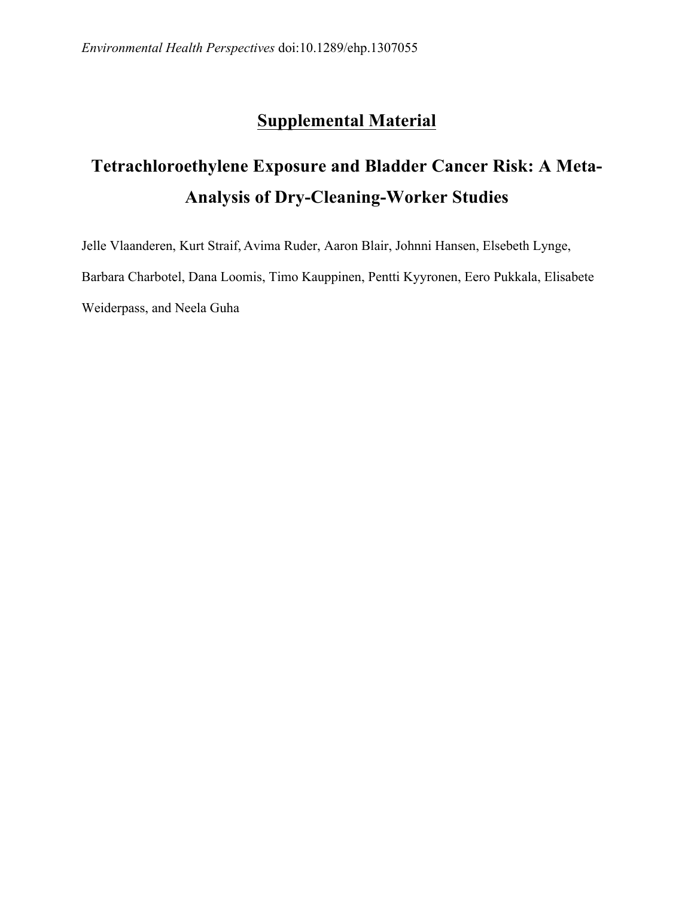*Environmental Health Perspectives* doi:10.1289/ehp.1307055

# Supplemental Material

## Tetrachloroethylene Exposure and Bladder Cancer Risk: A Meta-Analysis of Dry-Cleaning-Worker Studies

Jelle Vlaanderen, Kurt Straif, Avima Ruder, Aaron Blair, Johnni Hansen, Elsebeth Lynge, Barbara Charbotel, Dana Loomis, Timo Kauppinen, Pentti Kyyronen, Eero Pukkala, Elisabete Weiderpass, and Neela Guha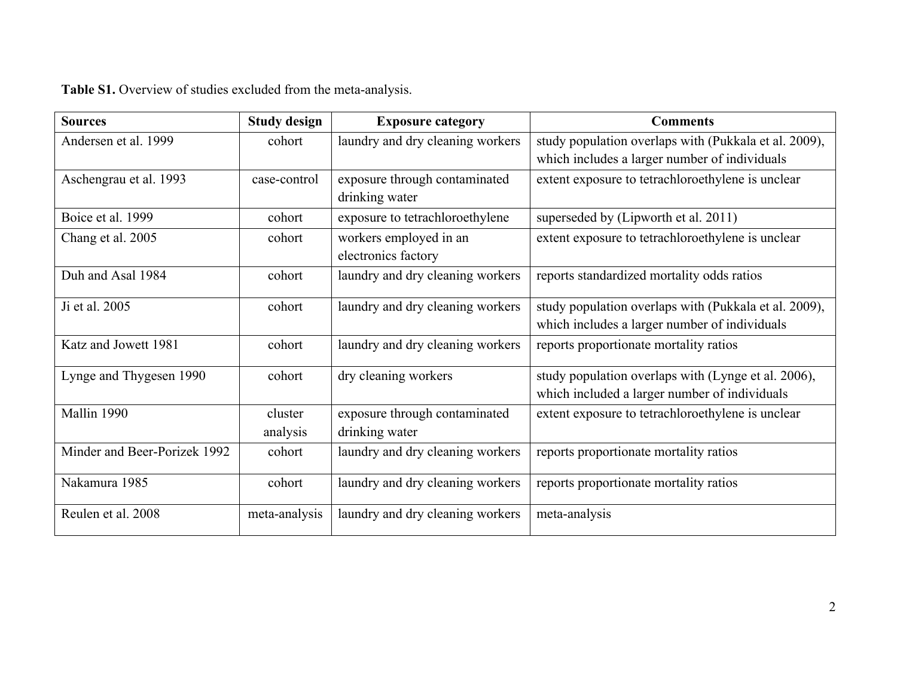**Table S1.** Overview of studies excluded from the meta-analysis.

| Sources | Study design | Exposure category | Comments |
| --- | --- | --- | --- |
| Andersen et al. 1999 | cohort | laundry and dry cleaning workers | study population overlaps with (Pukkala et al. 2009), which includes a larger number of individuals |
| Aschengrau et al. 1993 | case-control | exposure through contaminated drinking water | extent exposure to tetrachloroethylene is unclear |
| Boice et al. 1999 | cohort | exposure to tetrachloroethylene | superseded by (Lipworth et al. 2011) |
| Chang et al. 2005 | cohort | workers employed in an electronics factory | extent exposure to tetrachloroethylene is unclear |
| Duh and Asal 1984 | cohort | laundry and dry cleaning workers | reports standardized mortality odds ratios |
| Ji et al. 2005 | cohort | laundry and dry cleaning workers | study population overlaps with (Pukkala et al. 2009), which includes a larger number of individuals |
| Katz and Jowett 1981 | cohort | laundry and dry cleaning workers | reports proportionate mortality ratios |
| Lynge and Thygesen 1990 | cohort | dry cleaning workers | study population overlaps with (Lynge et al. 2006), which included a larger number of individuals |
| Mallin 1990 | cluster analysis | exposure through contaminated drinking water | extent exposure to tetrachloroethylene is unclear |
| Minder and Beer-Porizek 1992 | cohort | laundry and dry cleaning workers | reports proportionate mortality ratios |
| Nakamura 1985 | cohort | laundry and dry cleaning workers | reports proportionate mortality ratios |
| Reulen et al. 2008 | meta-analysis | laundry and dry cleaning workers | meta-analysis |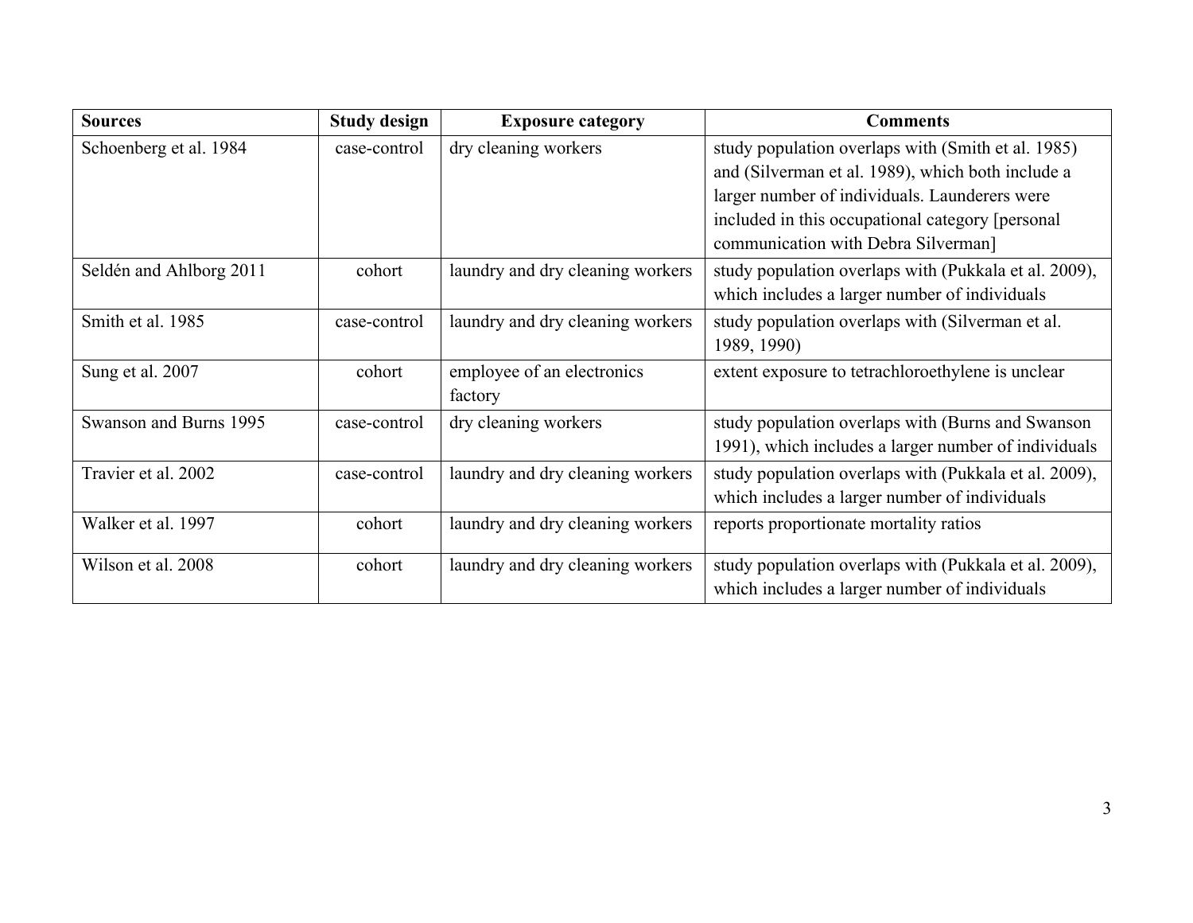| Sources | Study design | Exposure category | Comments |
|---|---|---|---|
| Schoenberg et al. 1984 | case-control | dry cleaning workers | study population overlaps with (Smith et al. 1985) and (Silverman et al. 1989), which both include a larger number of individuals. Launderers were included in this occupational category [personal communication with Debra Silverman] |
| Seldén and Ahlborg 2011 | cohort | laundry and dry cleaning workers | study population overlaps with (Pukkala et al. 2009), which includes a larger number of individuals |
| Smith et al. 1985 | case-control | laundry and dry cleaning workers | study population overlaps with (Silverman et al. 1989, 1990) |
| Sung et al. 2007 | cohort | employee of an electronics factory | extent exposure to tetrachloroethylene is unclear |
| Swanson and Burns 1995 | case-control | dry cleaning workers | study population overlaps with (Burns and Swanson 1991), which includes a larger number of individuals |
| Travier et al. 2002 | case-control | laundry and dry cleaning workers | study population overlaps with (Pukkala et al. 2009), which includes a larger number of individuals |
| Walker et al. 1997 | cohort | laundry and dry cleaning workers | reports proportionate mortality ratios |
| Wilson et al. 2008 | cohort | laundry and dry cleaning workers | study population overlaps with (Pukkala et al. 2009), which includes a larger number of individuals |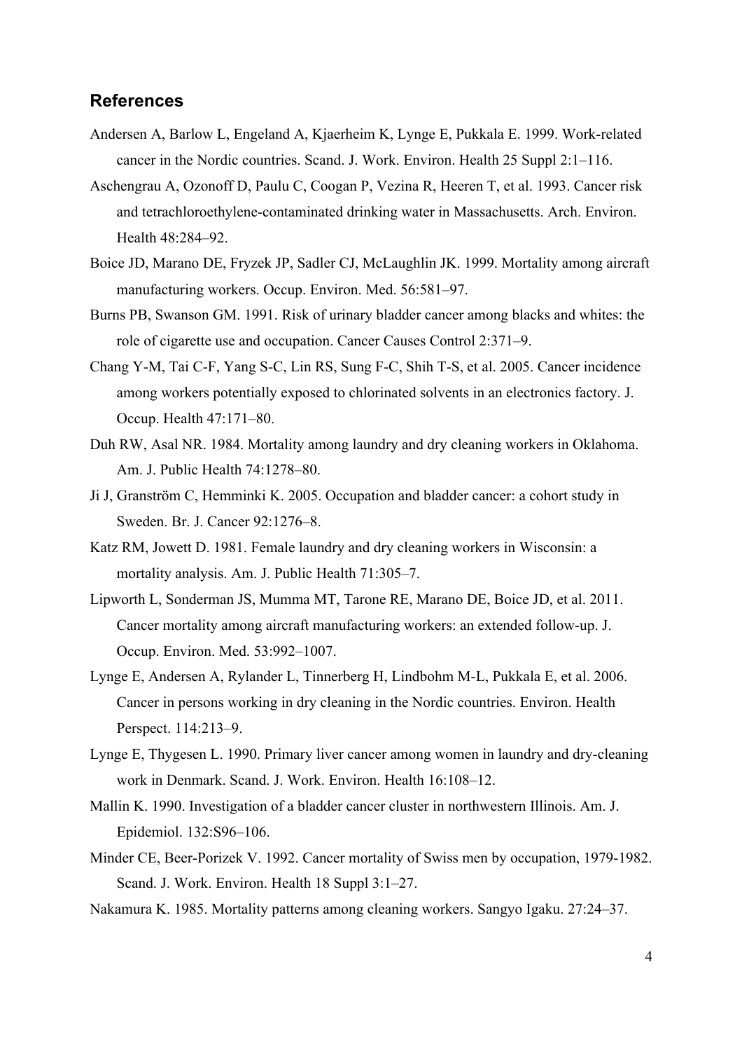## References

Andersen A, Barlow L, Engeland A, Kjaerheim K, Lynge E, Pukkala E. 1999. Work-related cancer in the Nordic countries. Scand. J. Work. Environ. Health 25 Suppl 2:1–116.

Aschengrau A, Ozonoff D, Paulu C, Coogan P, Vezina R, Heeren T, et al. 1993. Cancer risk and tetrachloroethylene-contaminated drinking water in Massachusetts. Arch. Environ. Health 48:284–92.

Boice JD, Marano DE, Fryzek JP, Sadler CJ, McLaughlin JK. 1999. Mortality among aircraft manufacturing workers. Occup. Environ. Med. 56:581–97.

Burns PB, Swanson GM. 1991. Risk of urinary bladder cancer among blacks and whites: the role of cigarette use and occupation. Cancer Causes Control 2:371–9.

Chang Y-M, Tai C-F, Yang S-C, Lin RS, Sung F-C, Shih T-S, et al. 2005. Cancer incidence among workers potentially exposed to chlorinated solvents in an electronics factory. J. Occup. Health 47:171–80.

Duh RW, Asal NR. 1984. Mortality among laundry and dry cleaning workers in Oklahoma. Am. J. Public Health 74:1278–80.

Ji J, Granström C, Hemminki K. 2005. Occupation and bladder cancer: a cohort study in Sweden. Br. J. Cancer 92:1276–8.

Katz RM, Jowett D. 1981. Female laundry and dry cleaning workers in Wisconsin: a mortality analysis. Am. J. Public Health 71:305–7.

Lipworth L, Sonderman JS, Mumma MT, Tarone RE, Marano DE, Boice JD, et al. 2011. Cancer mortality among aircraft manufacturing workers: an extended follow-up. J. Occup. Environ. Med. 53:992–1007.

Lynge E, Andersen A, Rylander L, Tinnerberg H, Lindbohm M-L, Pukkala E, et al. 2006. Cancer in persons working in dry cleaning in the Nordic countries. Environ. Health Perspect. 114:213–9.

Lynge E, Thygesen L. 1990. Primary liver cancer among women in laundry and dry-cleaning work in Denmark. Scand. J. Work. Environ. Health 16:108–12.

Mallin K. 1990. Investigation of a bladder cancer cluster in northwestern Illinois. Am. J. Epidemiol. 132:S96–106.

Minder CE, Beer-Porizek V. 1992. Cancer mortality of Swiss men by occupation, 1979-1982. Scand. J. Work. Environ. Health 18 Suppl 3:1–27.

Nakamura K. 1985. Mortality patterns among cleaning workers. Sangyo Igaku. 27:24–37.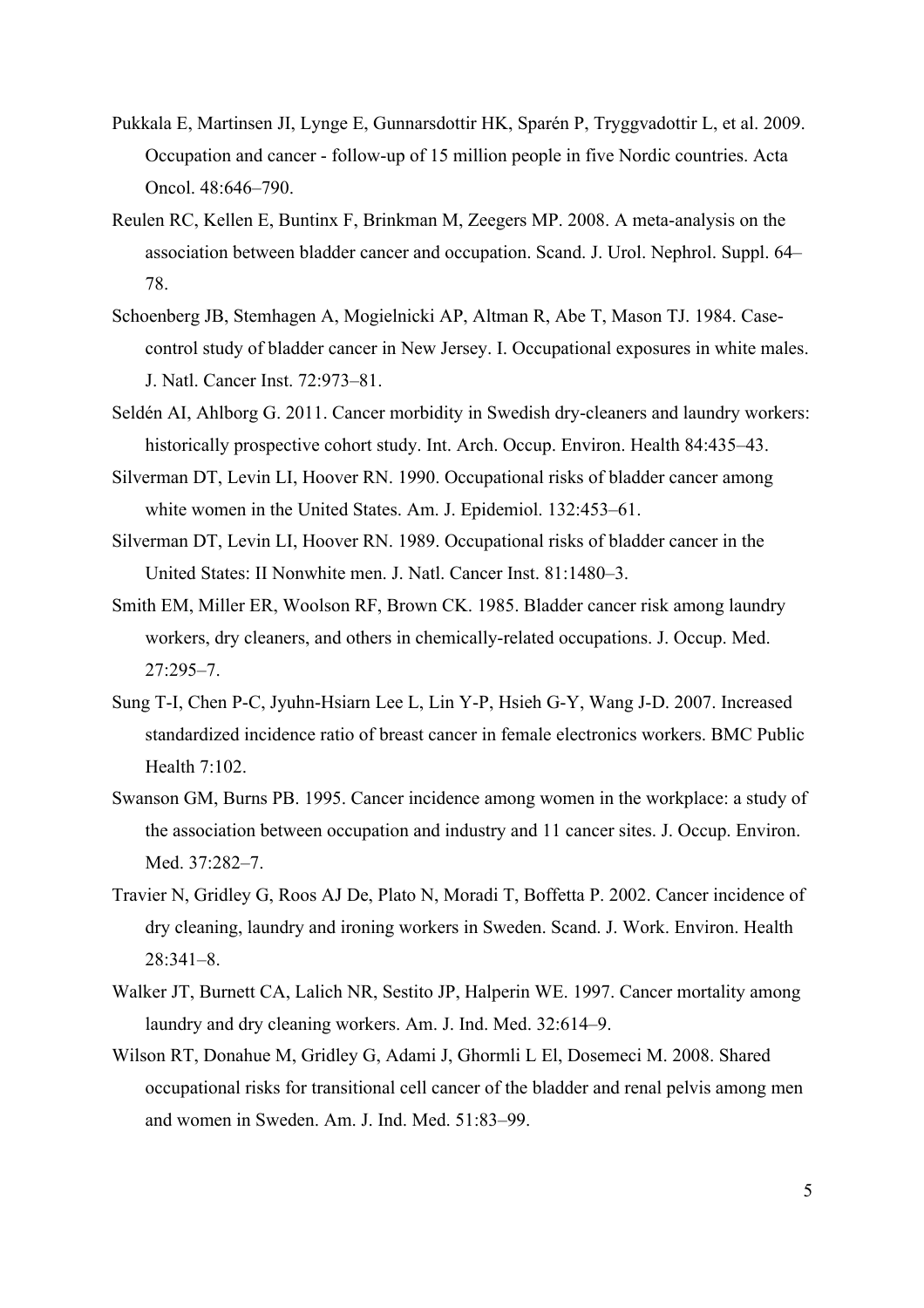Pukkala E, Martinsen JI, Lynge E, Gunnarsdottir HK, Sparén P, Tryggvadottir L, et al. 2009. Occupation and cancer - follow-up of 15 million people in five Nordic countries. Acta Oncol. 48:646–790.

Reulen RC, Kellen E, Buntinx F, Brinkman M, Zeegers MP. 2008. A meta-analysis on the association between bladder cancer and occupation. Scand. J. Urol. Nephrol. Suppl. 64–78.

Schoenberg JB, Stemhagen A, Mogielnicki AP, Altman R, Abe T, Mason TJ. 1984. Case-control study of bladder cancer in New Jersey. I. Occupational exposures in white males. J. Natl. Cancer Inst. 72:973–81.

Seldén AI, Ahlborg G. 2011. Cancer morbidity in Swedish dry-cleaners and laundry workers: historically prospective cohort study. Int. Arch. Occup. Environ. Health 84:435–43.

Silverman DT, Levin LI, Hoover RN. 1990. Occupational risks of bladder cancer among white women in the United States. Am. J. Epidemiol. 132:453–61.

Silverman DT, Levin LI, Hoover RN. 1989. Occupational risks of bladder cancer in the United States: II Nonwhite men. J. Natl. Cancer Inst. 81:1480–3.

Smith EM, Miller ER, Woolson RF, Brown CK. 1985. Bladder cancer risk among laundry workers, dry cleaners, and others in chemically-related occupations. J. Occup. Med. 27:295–7.

Sung T-I, Chen P-C, Jyuhn-Hsiarn Lee L, Lin Y-P, Hsieh G-Y, Wang J-D. 2007. Increased standardized incidence ratio of breast cancer in female electronics workers. BMC Public Health 7:102.

Swanson GM, Burns PB. 1995. Cancer incidence among women in the workplace: a study of the association between occupation and industry and 11 cancer sites. J. Occup. Environ. Med. 37:282–7.

Travier N, Gridley G, Roos AJ De, Plato N, Moradi T, Boffetta P. 2002. Cancer incidence of dry cleaning, laundry and ironing workers in Sweden. Scand. J. Work. Environ. Health 28:341–8.

Walker JT, Burnett CA, Lalich NR, Sestito JP, Halperin WE. 1997. Cancer mortality among laundry and dry cleaning workers. Am. J. Ind. Med. 32:614–9.

Wilson RT, Donahue M, Gridley G, Adami J, Ghormli L El, Dosemeci M. 2008. Shared occupational risks for transitional cell cancer of the bladder and renal pelvis among men and women in Sweden. Am. J. Ind. Med. 51:83–99.